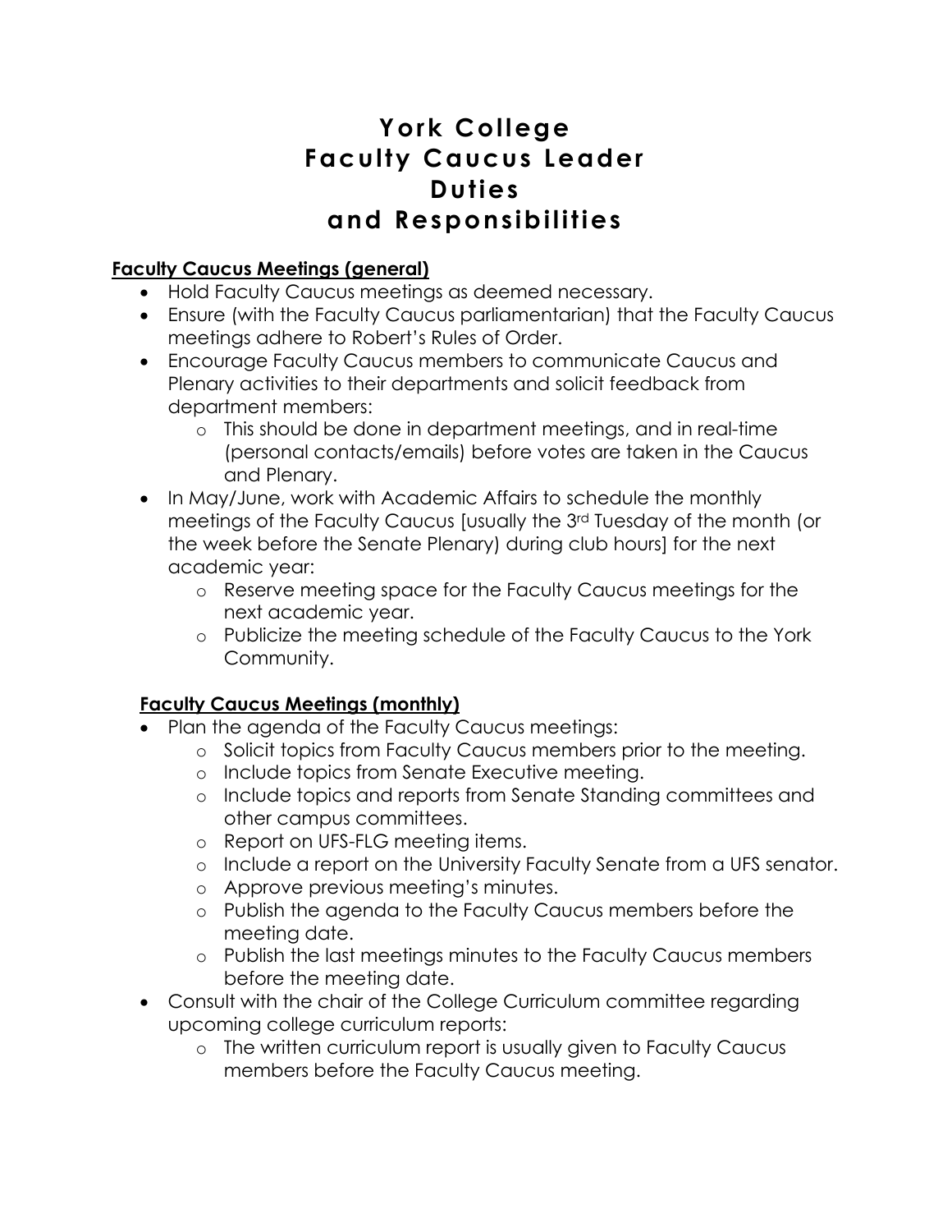# York College
# Faculty Caucus Leader
# Duties
# and Responsibilities

**Faculty Caucus Meetings (general)**

- Hold Faculty Caucus meetings as deemed necessary.
- Ensure (with the Faculty Caucus parliamentarian) that the Faculty Caucus meetings adhere to Robert's Rules of Order.
- Encourage Faculty Caucus members to communicate Caucus and Plenary activities to their departments and solicit feedback from department members:
  - This should be done in department meetings, and in real-time (personal contacts/emails) before votes are taken in the Caucus and Plenary.
- In May/June, work with Academic Affairs to schedule the monthly meetings of the Faculty Caucus [usually the 3rd Tuesday of the month (or the week before the Senate Plenary) during club hours] for the next academic year:
  - Reserve meeting space for the Faculty Caucus meetings for the next academic year.
  - Publicize the meeting schedule of the Faculty Caucus to the York Community.

**Faculty Caucus Meetings (monthly)**

- Plan the agenda of the Faculty Caucus meetings:
  - Solicit topics from Faculty Caucus members prior to the meeting.
  - Include topics from Senate Executive meeting.
  - Include topics and reports from Senate Standing committees and other campus committees.
  - Report on UFS-FLG meeting items.
  - Include a report on the University Faculty Senate from a UFS senator.
  - Approve previous meeting's minutes.
  - Publish the agenda to the Faculty Caucus members before the meeting date.
  - Publish the last meetings minutes to the Faculty Caucus members before the meeting date.
- Consult with the chair of the College Curriculum committee regarding upcoming college curriculum reports:
  - The written curriculum report is usually given to Faculty Caucus members before the Faculty Caucus meeting.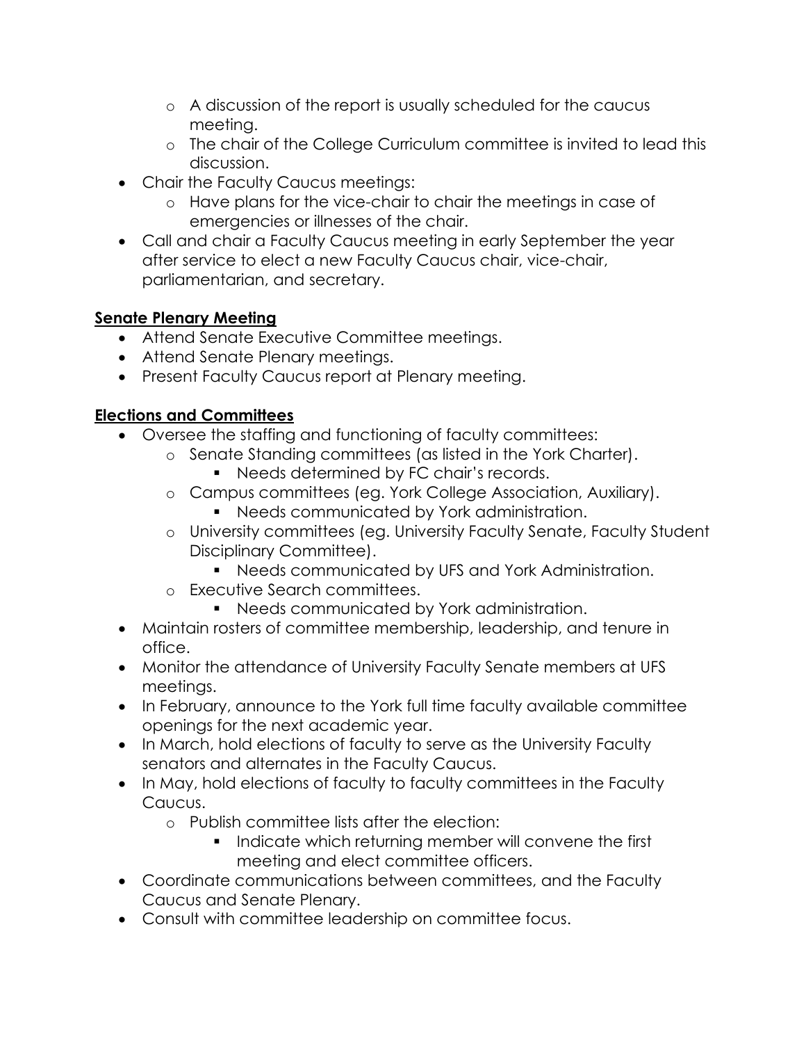- A discussion of the report is usually scheduled for the caucus meeting.
  - The chair of the College Curriculum committee is invited to lead this discussion.
- Chair the Faculty Caucus meetings:
  - Have plans for the vice-chair to chair the meetings in case of emergencies or illnesses of the chair.
- Call and chair a Faculty Caucus meeting in early September the year after service to elect a new Faculty Caucus chair, vice-chair, parliamentarian, and secretary.

**<u>Senate Plenary Meeting</u>**

- Attend Senate Executive Committee meetings.
- Attend Senate Plenary meetings.
- Present Faculty Caucus report at Plenary meeting.

**<u>Elections and Committees</u>**

- Oversee the staffing and functioning of faculty committees:
  - Senate Standing committees (as listed in the York Charter).
    - Needs determined by FC chair's records.
  - Campus committees (eg. York College Association, Auxiliary).
    - Needs communicated by York administration.
  - University committees (eg. University Faculty Senate, Faculty Student Disciplinary Committee).
    - Needs communicated by UFS and York Administration.
  - Executive Search committees.
    - Needs communicated by York administration.
- Maintain rosters of committee membership, leadership, and tenure in office.
- Monitor the attendance of University Faculty Senate members at UFS meetings.
- In February, announce to the York full time faculty available committee openings for the next academic year.
- In March, hold elections of faculty to serve as the University Faculty senators and alternates in the Faculty Caucus.
- In May, hold elections of faculty to faculty committees in the Faculty Caucus.
  - Publish committee lists after the election:
    - Indicate which returning member will convene the first meeting and elect committee officers.
- Coordinate communications between committees, and the Faculty Caucus and Senate Plenary.
- Consult with committee leadership on committee focus.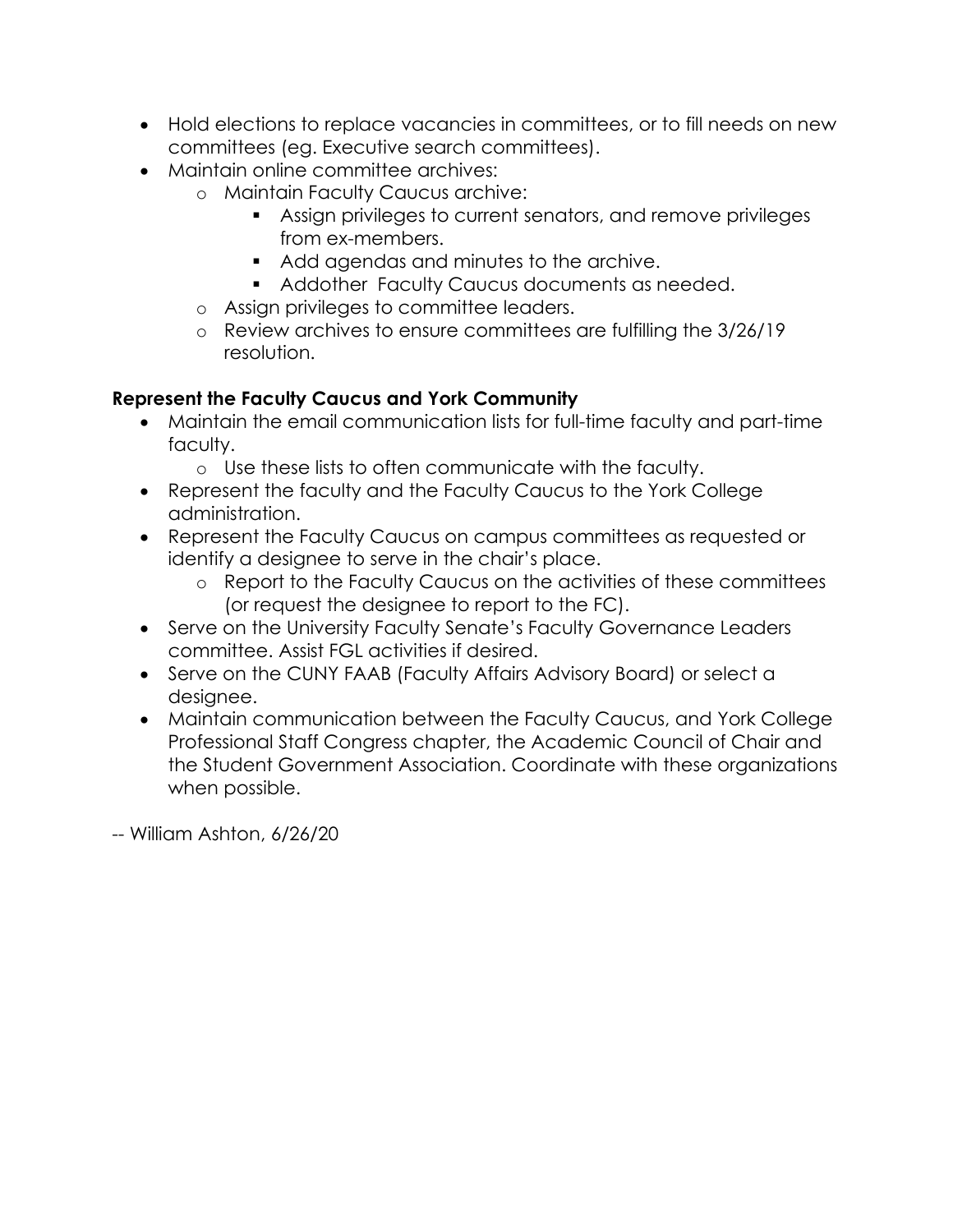- Hold elections to replace vacancies in committees, or to fill needs on new committees (eg. Executive search committees).
- Maintain online committee archives:
  - Maintain Faculty Caucus archive:
    - Assign privileges to current senators, and remove privileges from ex-members.
    - Add agendas and minutes to the archive.
    - Addother Faculty Caucus documents as needed.
  - Assign privileges to committee leaders.
  - Review archives to ensure committees are fulfilling the 3/26/19 resolution.

**Represent the Faculty Caucus and York Community**

- Maintain the email communication lists for full-time faculty and part-time faculty.
  - Use these lists to often communicate with the faculty.
- Represent the faculty and the Faculty Caucus to the York College administration.
- Represent the Faculty Caucus on campus committees as requested or identify a designee to serve in the chair's place.
  - Report to the Faculty Caucus on the activities of these committees (or request the designee to report to the FC).
- Serve on the University Faculty Senate's Faculty Governance Leaders committee. Assist FGL activities if desired.
- Serve on the CUNY FAAB (Faculty Affairs Advisory Board) or select a designee.
- Maintain communication between the Faculty Caucus, and York College Professional Staff Congress chapter, the Academic Council of Chair and the Student Government Association. Coordinate with these organizations when possible.

-- William Ashton, 6/26/20